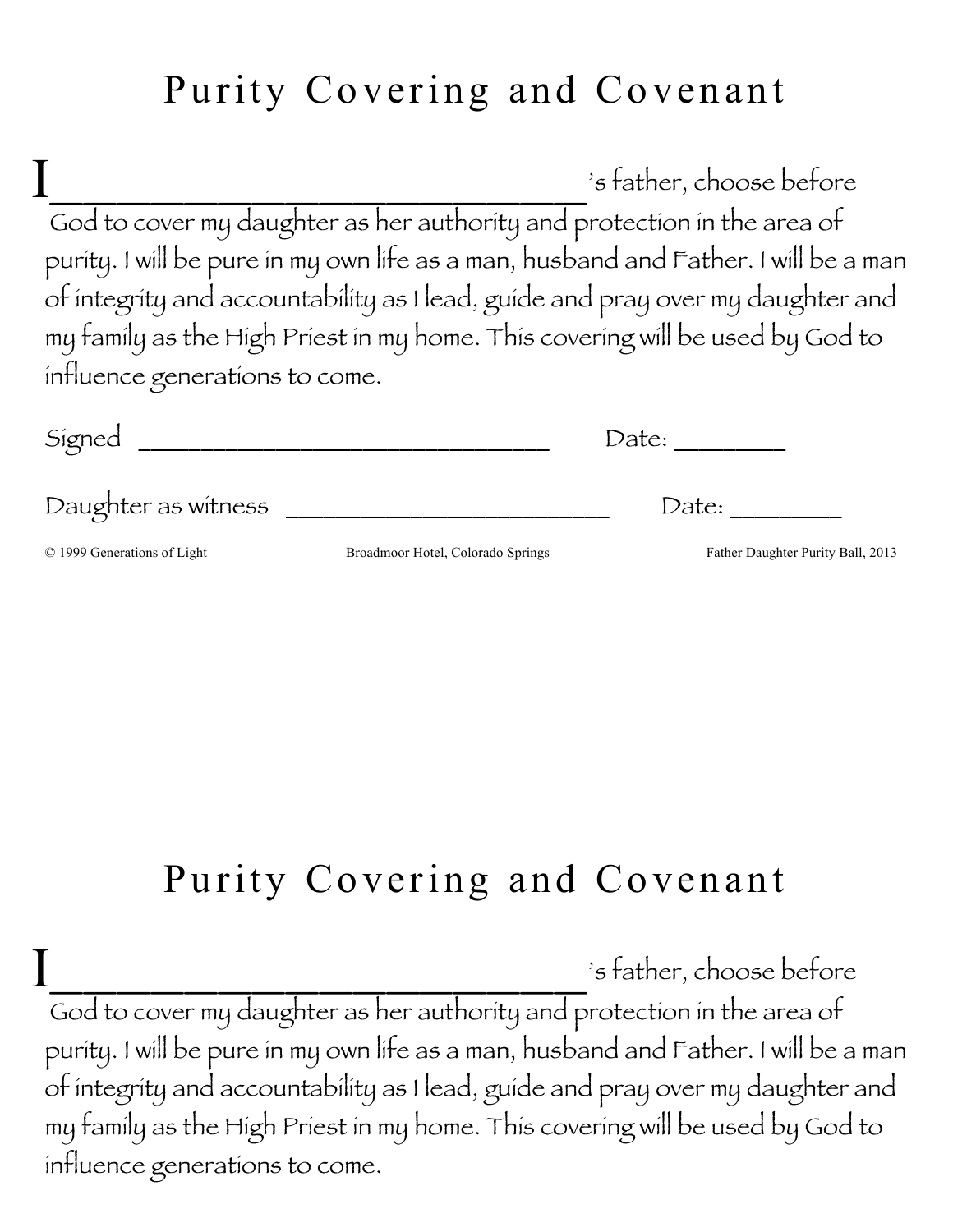# Purity Covering and Covenant

I_______________________________'s father, choose before God to cover my daughter as her authority and protection in the area of purity. I will be pure in my own life as a man, husband and Father. I will be a man of integrity and accountability as I lead, guide and pray over my daughter and my family as the High Priest in my home. This covering will be used by God to influence generations to come.

Signed _______________________________ Date: ________

Daughter as witness ________________________ Date: ________

© 1999 Generations of Light    Broadmoor Hotel, Colorado Springs    Father Daughter Purity Ball, 2013

# Purity Covering and Covenant

I_______________________________'s father, choose before God to cover my daughter as her authority and protection in the area of purity. I will be pure in my own life as a man, husband and Father. I will be a man of integrity and accountability as I lead, guide and pray over my daughter and my family as the High Priest in my home. This covering will be used by God to influence generations to come.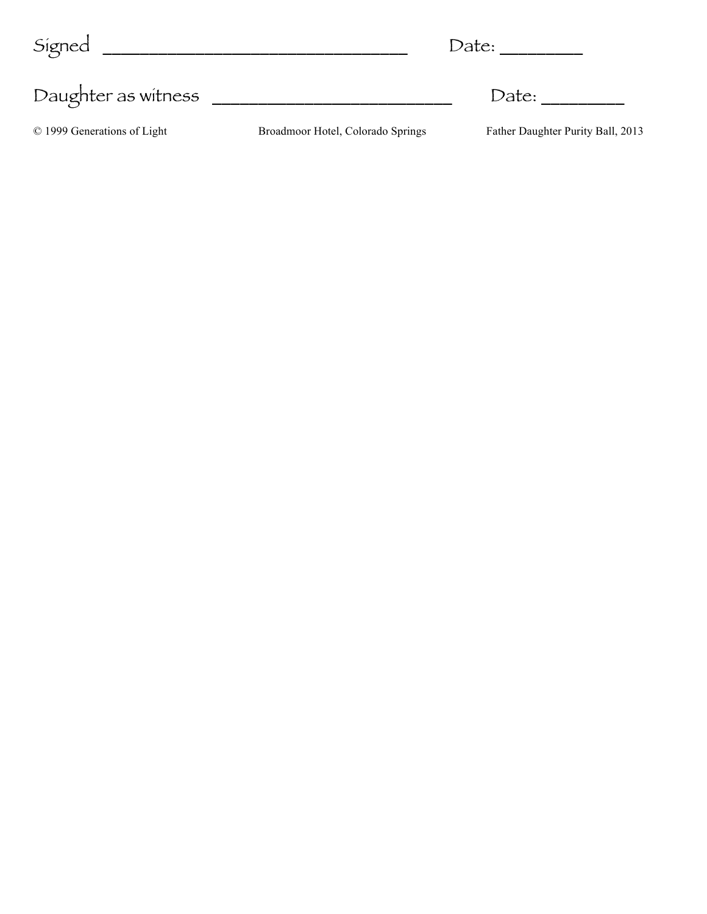Signed _______________________________ Date: ________

Daughter as witness _________________________ Date: ________

© 1999 Generations of Light Broadmoor Hotel, Colorado Springs Father Daughter Purity Ball, 2013